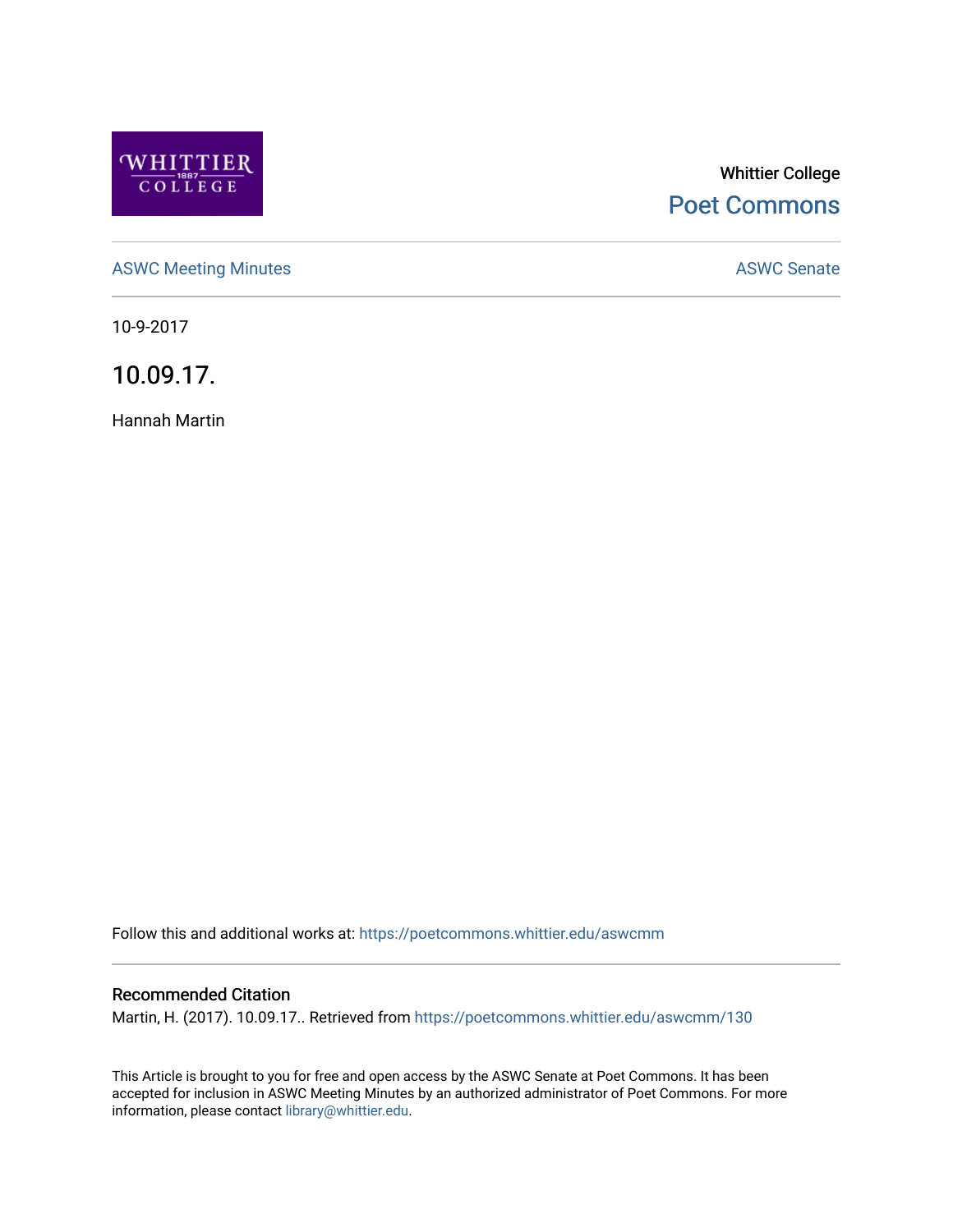Whittier College

Poet Commons

ASWC Meeting Minutes

ASWC Senate

10-9-2017

# 10.09.17.

Hannah Martin

Follow this and additional works at: https://poetcommons.whittier.edu/aswcmm

## Recommended Citation

Martin, H. (2017). 10.09.17.. Retrieved from https://poetcommons.whittier.edu/aswcmm/130

This Article is brought to you for free and open access by the ASWC Senate at Poet Commons. It has been accepted for inclusion in ASWC Meeting Minutes by an authorized administrator of Poet Commons. For more information, please contact library@whittier.edu.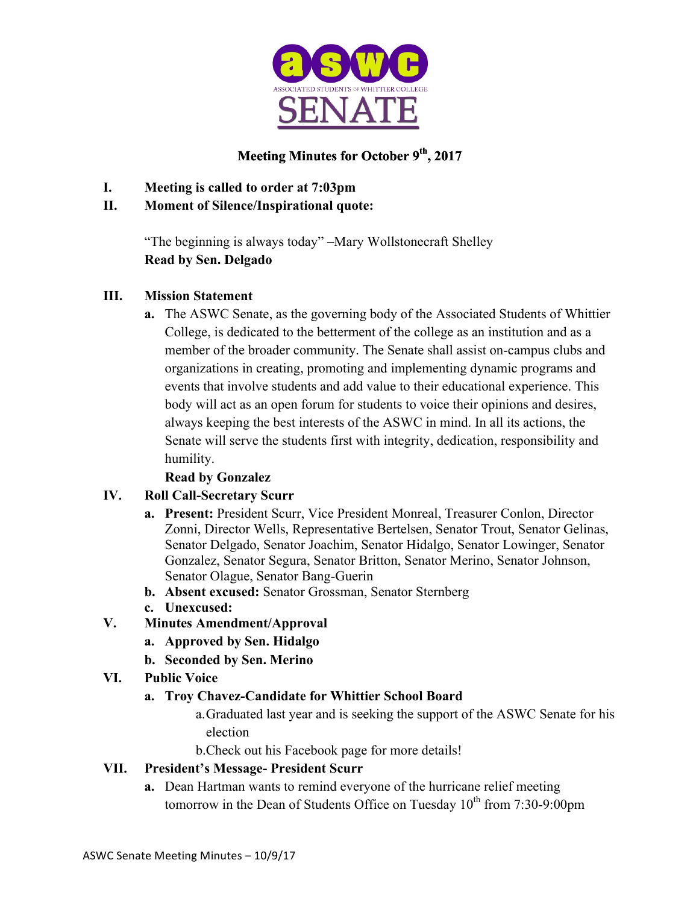# Meeting Minutes for October 9th, 2017

I. **Meeting is called to order at 7:03pm**

II. **Moment of Silence/Inspirational quote:**

"The beginning is always today" –Mary Wollstonecraft Shelley
**Read by Sen. Delgado**

III. **Mission Statement**

a. The ASWC Senate, as the governing body of the Associated Students of Whittier College, is dedicated to the betterment of the college as an institution and as a member of the broader community. The Senate shall assist on-campus clubs and organizations in creating, promoting and implementing dynamic programs and events that involve students and add value to their educational experience. This body will act as an open forum for students to voice their opinions and desires, always keeping the best interests of the ASWC in mind. In all its actions, the Senate will serve the students first with integrity, dedication, responsibility and humility.
**Read by Gonzalez**

IV. **Roll Call-Secretary Scurr**

a. **Present:** President Scurr, Vice President Monreal, Treasurer Conlon, Director Zonni, Director Wells, Representative Bertelsen, Senator Trout, Senator Gelinas, Senator Delgado, Senator Joachim, Senator Hidalgo, Senator Lowinger, Senator Gonzalez, Senator Segura, Senator Britton, Senator Merino, Senator Johnson, Senator Olague, Senator Bang-Guerin

b. **Absent excused:** Senator Grossman, Senator Sternberg

c. **Unexcused:**

V. **Minutes Amendment/Approval**

a. **Approved by Sen. Hidalgo**

b. **Seconded by Sen. Merino**

VI. **Public Voice**

a. **Troy Chavez-Candidate for Whittier School Board**

a. Graduated last year and is seeking the support of the ASWC Senate for his election

b. Check out his Facebook page for more details!

VII. **President's Message- President Scurr**

a. Dean Hartman wants to remind everyone of the hurricane relief meeting tomorrow in the Dean of Students Office on Tuesday 10th from 7:30-9:00pm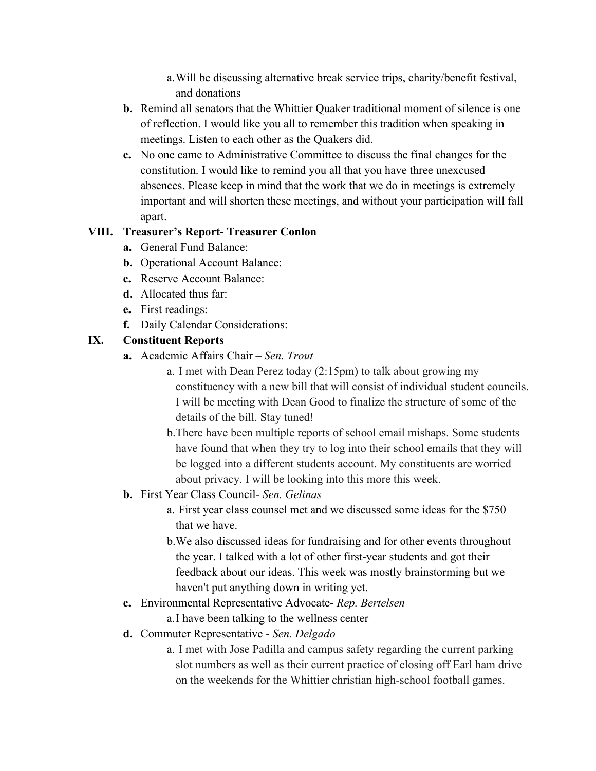- a. Will be discussing alternative break service trips, charity/benefit festival, and donations

- **b.** Remind all senators that the Whittier Quaker traditional moment of silence is one of reflection. I would like you all to remember this tradition when speaking in meetings. Listen to each other as the Quakers did.
- **c.** No one came to Administrative Committee to discuss the final changes for the constitution. I would like to remind you all that you have three unexcused absences. Please keep in mind that the work that we do in meetings is extremely important and will shorten these meetings, and without your participation will fall apart.

**VIII. Treasurer's Report- Treasurer Conlon**

- **a.** General Fund Balance:
- **b.** Operational Account Balance:
- **c.** Reserve Account Balance:
- **d.** Allocated thus far:
- **e.** First readings:
- **f.** Daily Calendar Considerations:

**IX. Constituent Reports**

- **a.** Academic Affairs Chair – *Sen. Trout*
   - a. I met with Dean Perez today (2:15pm) to talk about growing my constituency with a new bill that will consist of individual student councils. I will be meeting with Dean Good to finalize the structure of some of the details of the bill. Stay tuned!
   - b. There have been multiple reports of school email mishaps. Some students have found that when they try to log into their school emails that they will be logged into a different students account. My constituents are worried about privacy. I will be looking into this more this week.
- **b.** First Year Class Council- *Sen. Gelinas*
   - a. First year class counsel met and we discussed some ideas for the $750 that we have.
   - b. We also discussed ideas for fundraising and for other events throughout the year. I talked with a lot of other first-year students and got their feedback about our ideas. This week was mostly brainstorming but we haven't put anything down in writing yet.
- **c.** Environmental Representative Advocate- *Rep. Bertelsen*
   - a. I have been talking to the wellness center
- **d.** Commuter Representative - *Sen. Delgado*
   - a. I met with Jose Padilla and campus safety regarding the current parking slot numbers as well as their current practice of closing off Earl ham drive on the weekends for the Whittier christian high-school football games.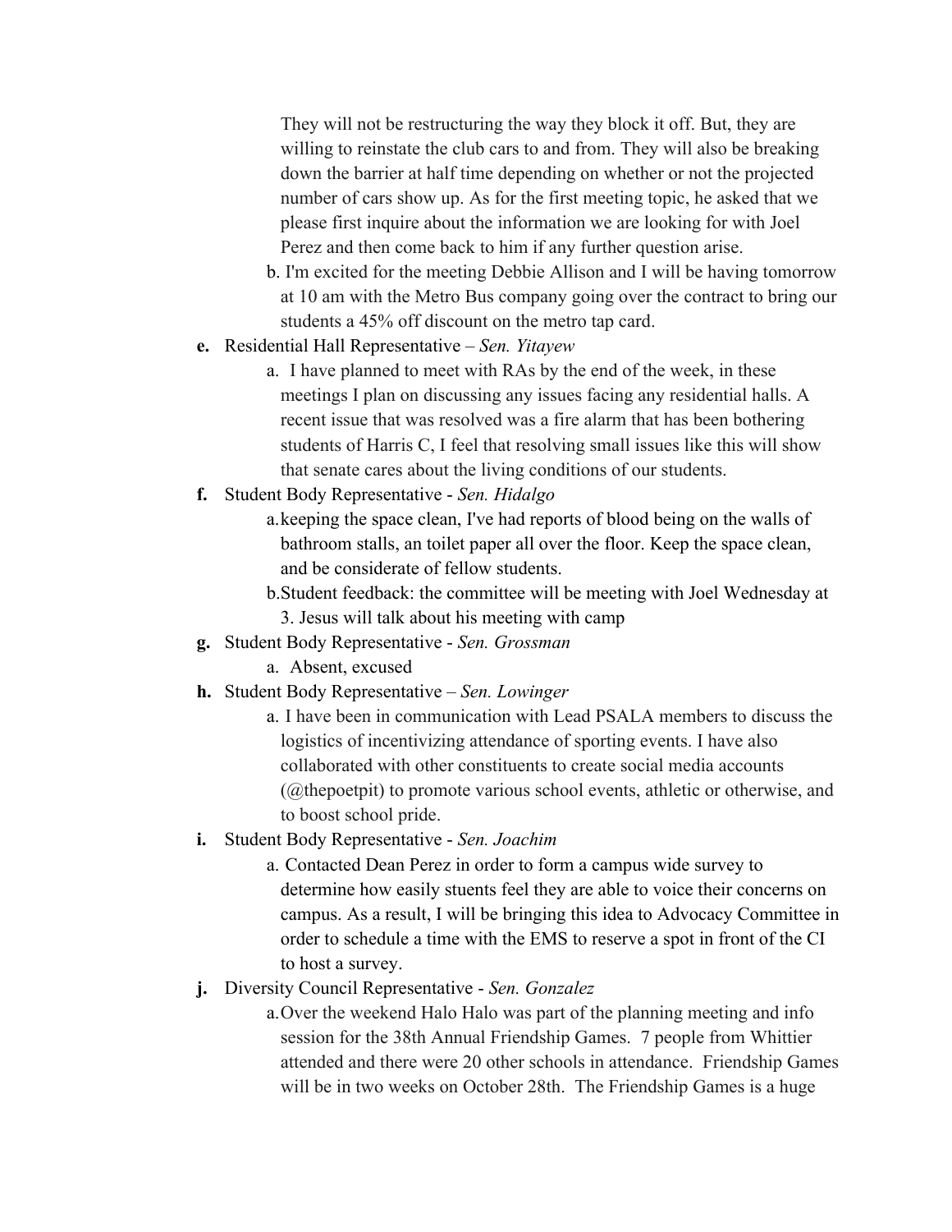They will not be restructuring the way they block it off. But, they are willing to reinstate the club cars to and from. They will also be breaking down the barrier at half time depending on whether or not the projected number of cars show up. As for the first meeting topic, he asked that we please first inquire about the information we are looking for with Joel Perez and then come back to him if any further question arise.

b. I'm excited for the meeting Debbie Allison and I will be having tomorrow at 10 am with the Metro Bus company going over the contract to bring our students a 45% off discount on the metro tap card.

**e.** Residential Hall Representative – *Sen. Yitayew*

a. I have planned to meet with RAs by the end of the week, in these meetings I plan on discussing any issues facing any residential halls. A recent issue that was resolved was a fire alarm that has been bothering students of Harris C, I feel that resolving small issues like this will show that senate cares about the living conditions of our students.

**f.** Student Body Representative - *Sen. Hidalgo*

a. keeping the space clean, I've had reports of blood being on the walls of bathroom stalls, an toilet paper all over the floor. Keep the space clean, and be considerate of fellow students.

b. Student feedback: the committee will be meeting with Joel Wednesday at 3. Jesus will talk about his meeting with camp

**g.** Student Body Representative - *Sen. Grossman*

a. Absent, excused

**h.** Student Body Representative – *Sen. Lowinger*

a. I have been in communication with Lead PSALA members to discuss the logistics of incentivizing attendance of sporting events. I have also collaborated with other constituents to create social media accounts (@thepoetpit) to promote various school events, athletic or otherwise, and to boost school pride.

**i.** Student Body Representative - *Sen. Joachim*

a. Contacted Dean Perez in order to form a campus wide survey to determine how easily stuents feel they are able to voice their concerns on campus. As a result, I will be bringing this idea to Advocacy Committee in order to schedule a time with the EMS to reserve a spot in front of the CI to host a survey.

**j.** Diversity Council Representative - *Sen. Gonzalez*

a. Over the weekend Halo Halo was part of the planning meeting and info session for the 38th Annual Friendship Games. 7 people from Whittier attended and there were 20 other schools in attendance. Friendship Games will be in two weeks on October 28th. The Friendship Games is a huge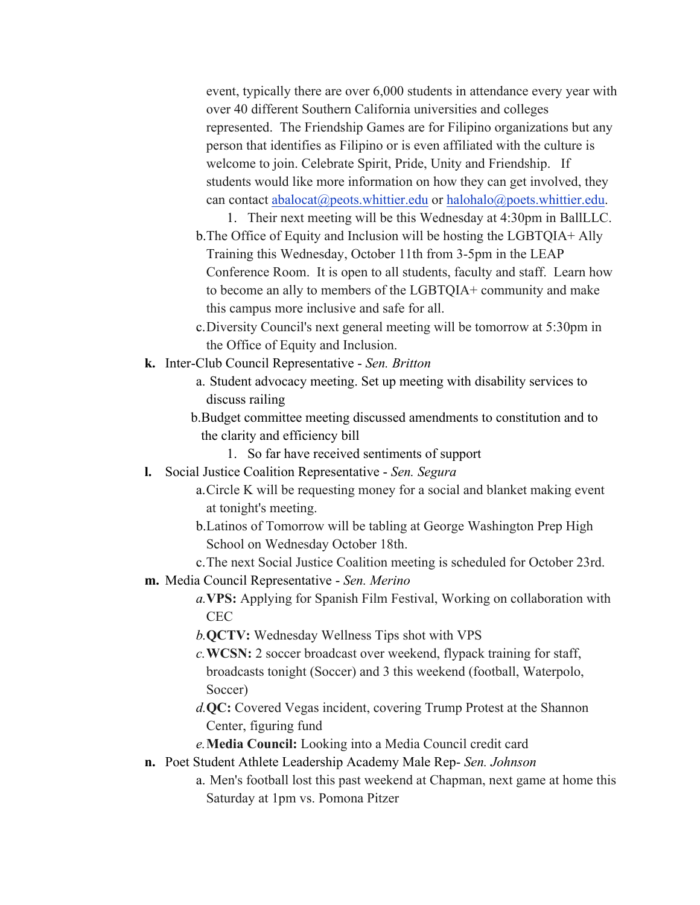event, typically there are over 6,000 students in attendance every year with over 40 different Southern California universities and colleges represented. The Friendship Games are for Filipino organizations but any person that identifies as Filipino or is even affiliated with the culture is welcome to join. Celebrate Spirit, Pride, Unity and Friendship. If students would like more information on how they can get involved, they can contact abalocat@peots.whittier.edu or halohalo@poets.whittier.edu.

      1. Their next meeting will be this Wednesday at 4:30pm in BallLLC.

   b. The Office of Equity and Inclusion will be hosting the LGBTQIA+ Ally Training this Wednesday, October 11th from 3-5pm in the LEAP Conference Room. It is open to all students, faculty and staff. Learn how to become an ally to members of the LGBTQIA+ community and make this campus more inclusive and safe for all.

   c. Diversity Council's next general meeting will be tomorrow at 5:30pm in the Office of Equity and Inclusion.

**k.** Inter-Club Council Representative - *Sen. Britton*

   a. Student advocacy meeting. Set up meeting with disability services to discuss railing

   b. Budget committee meeting discussed amendments to constitution and to the clarity and efficiency bill

      1. So far have received sentiments of support

**l.** Social Justice Coalition Representative - *Sen. Segura*

   a. Circle K will be requesting money for a social and blanket making event at tonight's meeting.

   b. Latinos of Tomorrow will be tabling at George Washington Prep High School on Wednesday October 18th.

   c. The next Social Justice Coalition meeting is scheduled for October 23rd.

**m.** Media Council Representative - *Sen. Merino*

   *a.* **VPS:** Applying for Spanish Film Festival, Working on collaboration with CEC

   *b.* **QCTV:** Wednesday Wellness Tips shot with VPS

   *c.* **WCSN:** 2 soccer broadcast over weekend, flypack training for staff, broadcasts tonight (Soccer) and 3 this weekend (football, Waterpolo, Soccer)

   *d.* **QC:** Covered Vegas incident, covering Trump Protest at the Shannon Center, figuring fund

   *e.* **Media Council:** Looking into a Media Council credit card

**n.** Poet Student Athlete Leadership Academy Male Rep- *Sen. Johnson*

   a. Men's football lost this past weekend at Chapman, next game at home this Saturday at 1pm vs. Pomona Pitzer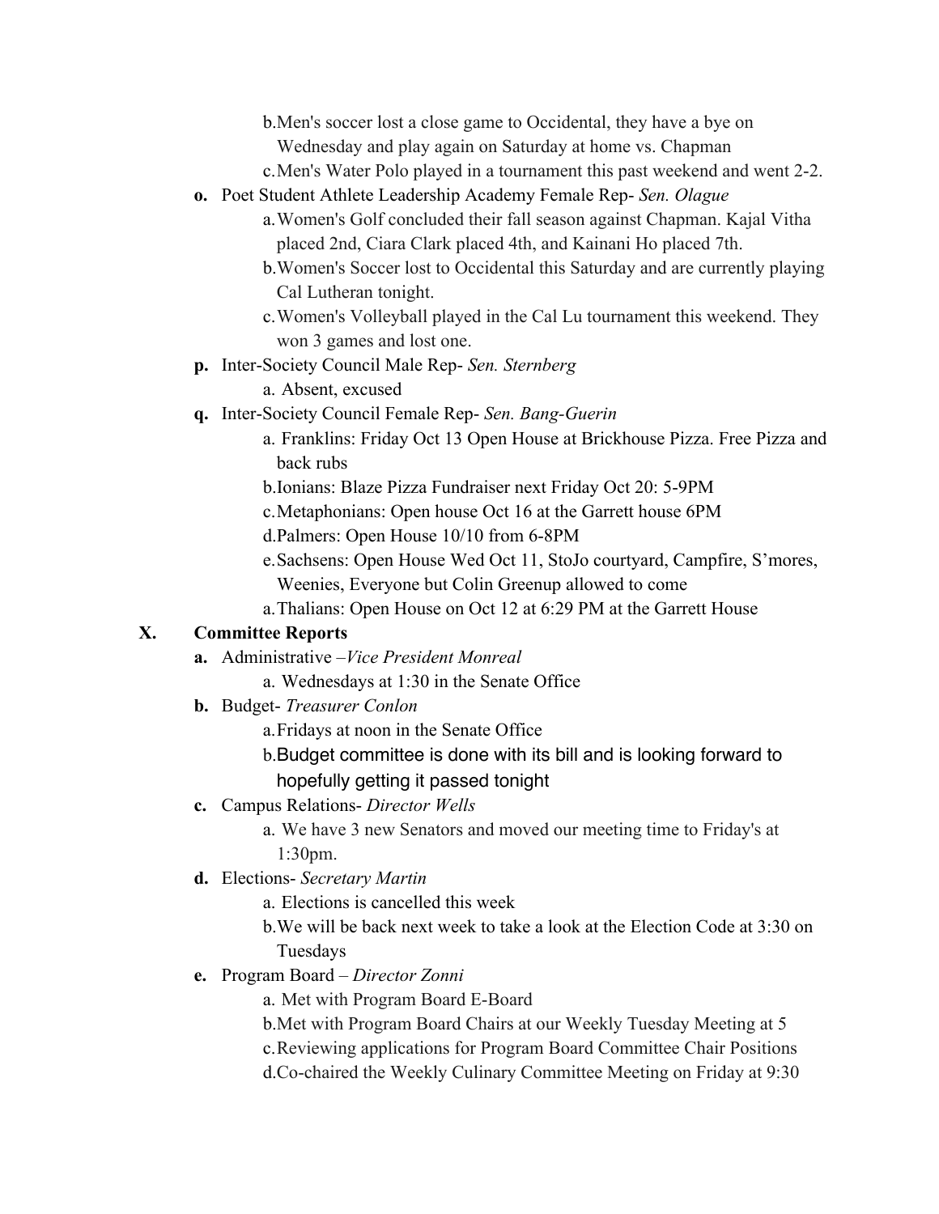b. Men's soccer lost a close game to Occidental, they have a bye on Wednesday and play again on Saturday at home vs. Chapman
   c. Men's Water Polo played in a tournament this past weekend and went 2-2.

- **o.** Poet Student Athlete Leadership Academy Female Rep- *Sen. Olague*
   a. Women's Golf concluded their fall season against Chapman. Kajal Vitha placed 2nd, Ciara Clark placed 4th, and Kainani Ho placed 7th.
   b. Women's Soccer lost to Occidental this Saturday and are currently playing Cal Lutheran tonight.
   c. Women's Volleyball played in the Cal Lu tournament this weekend. They won 3 games and lost one.
- **p.** Inter-Society Council Male Rep- *Sen. Sternberg*
   a. Absent, excused
- **q.** Inter-Society Council Female Rep- *Sen. Bang-Guerin*
   a. Franklins: Friday Oct 13 Open House at Brickhouse Pizza. Free Pizza and back rubs
   b. Ionians: Blaze Pizza Fundraiser next Friday Oct 20: 5-9PM
   c. Metaphonians: Open house Oct 16 at the Garrett house 6PM
   d. Palmers: Open House 10/10 from 6-8PM
   e. Sachsens: Open House Wed Oct 11, StoJo courtyard, Campfire, S'mores, Weenies, Everyone but Colin Greenup allowed to come
   a. Thalians: Open House on Oct 12 at 6:29 PM at the Garrett House

## X. Committee Reports

- **a.** Administrative –*Vice President Monreal*
   a. Wednesdays at 1:30 in the Senate Office
- **b.** Budget- *Treasurer Conlon*
   a. Fridays at noon in the Senate Office
   b. Budget committee is done with its bill and is looking forward to hopefully getting it passed tonight
- **c.** Campus Relations- *Director Wells*
   a. We have 3 new Senators and moved our meeting time to Friday's at 1:30pm.
- **d.** Elections- *Secretary Martin*
   a. Elections is cancelled this week
   b. We will be back next week to take a look at the Election Code at 3:30 on Tuesdays
- **e.** Program Board – *Director Zonni*
   a. Met with Program Board E-Board
   b. Met with Program Board Chairs at our Weekly Tuesday Meeting at 5
   c. Reviewing applications for Program Board Committee Chair Positions
   d. Co-chaired the Weekly Culinary Committee Meeting on Friday at 9:30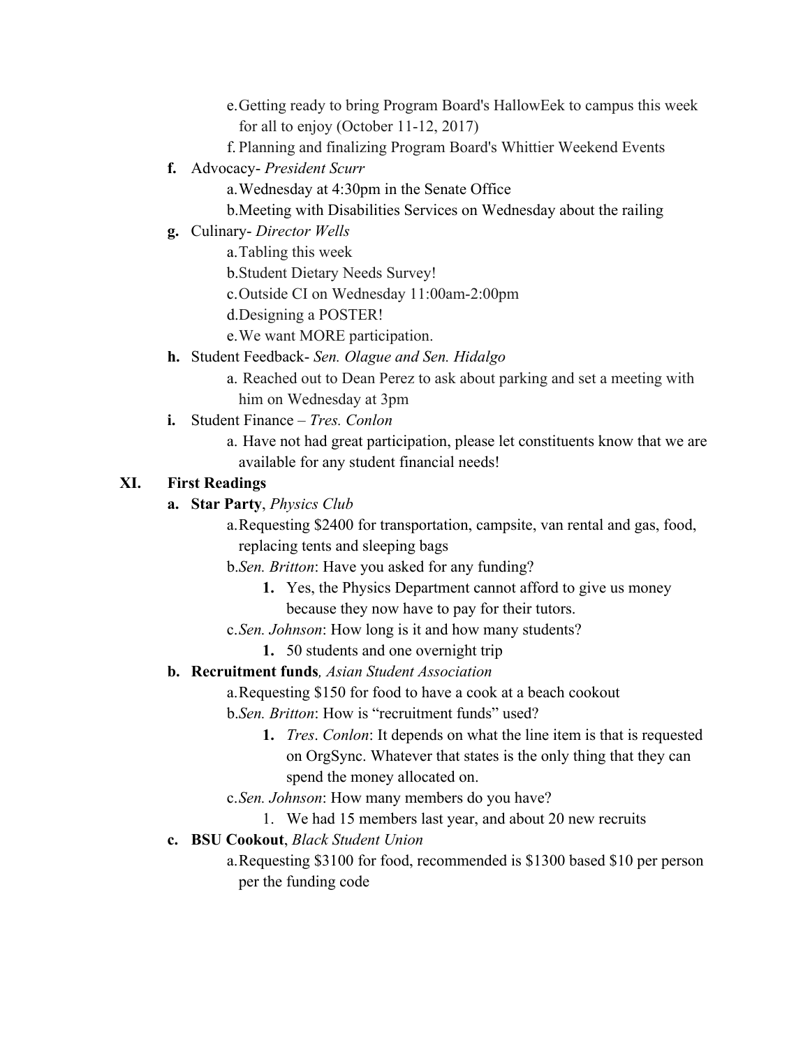e. Getting ready to bring Program Board's HallowEek to campus this week for all to enjoy (October 11-12, 2017)
f. Planning and finalizing Program Board's Whittier Weekend Events

**f.** Advocacy- *President Scurr*

a. Wednesday at 4:30pm in the Senate Office
b. Meeting with Disabilities Services on Wednesday about the railing

**g.** Culinary- *Director Wells*

a. Tabling this week
b. Student Dietary Needs Survey!
c. Outside CI on Wednesday 11:00am-2:00pm
d. Designing a POSTER!
e. We want MORE participation.

**h.** Student Feedback- *Sen. Olague and Sen. Hidalgo*

a. Reached out to Dean Perez to ask about parking and set a meeting with him on Wednesday at 3pm

**i.** Student Finance – *Tres. Conlon*

a. Have not had great participation, please let constituents know that we are available for any student financial needs!

## XI. First Readings

**a. Star Party**, *Physics Club*

a. Requesting $2400 for transportation, campsite, van rental and gas, food, replacing tents and sleeping bags
b. *Sen. Britton*: Have you asked for any funding?
   1. Yes, the Physics Department cannot afford to give us money because they now have to pay for their tutors.
c. *Sen. Johnson*: How long is it and how many students?
   1. 50 students and one overnight trip

**b. Recruitment funds***, Asian Student Association*

a. Requesting $150 for food to have a cook at a beach cookout
b. *Sen. Britton*: How is "recruitment funds" used?
   1. *Tres. Conlon*: It depends on what the line item is that is requested on OrgSync. Whatever that states is the only thing that they can spend the money allocated on.
c. *Sen. Johnson*: How many members do you have?
   1. We had 15 members last year, and about 20 new recruits

**c. BSU Cookout**, *Black Student Union*

a. Requesting $3100 for food, recommended is $1300 based $10 per person per the funding code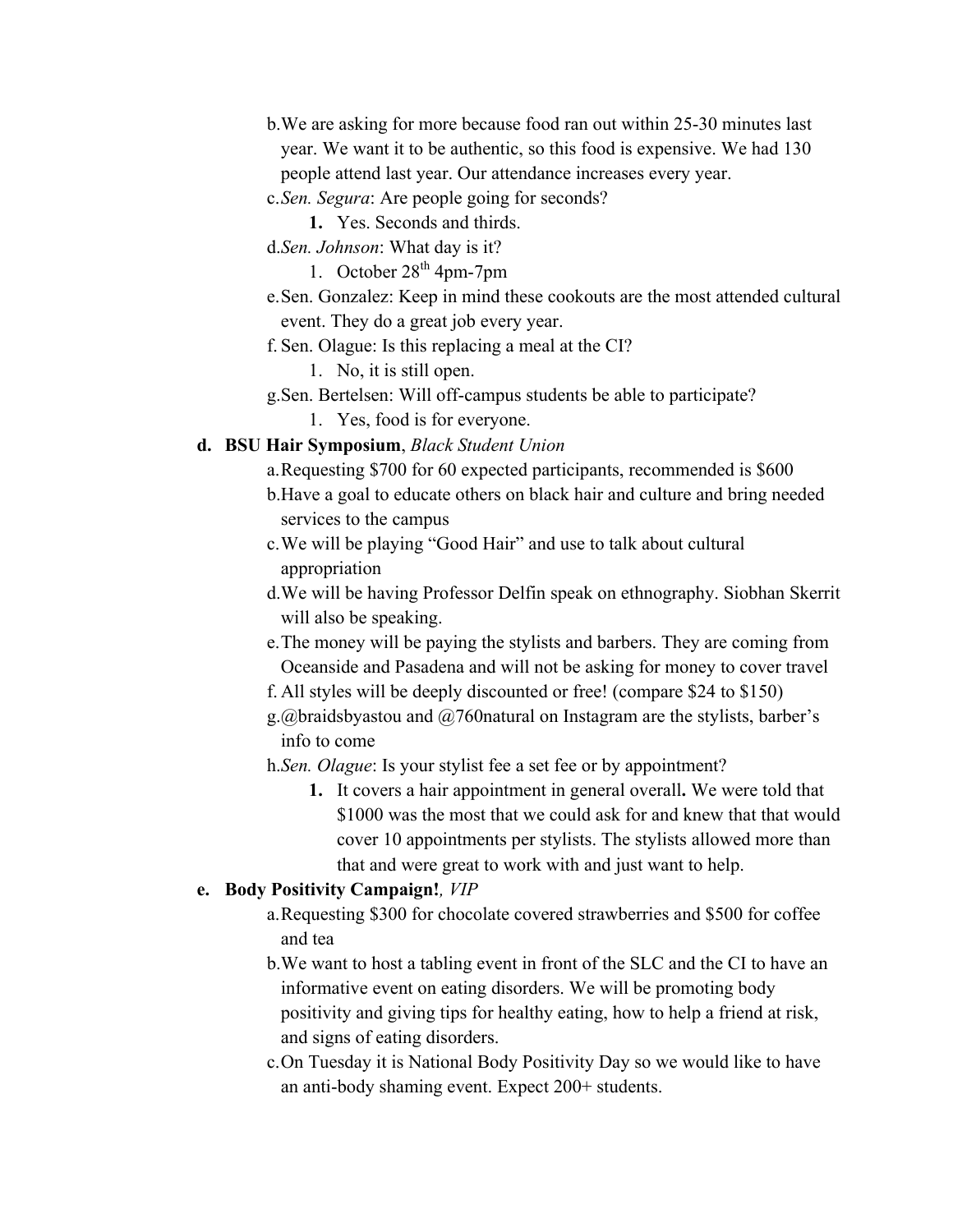b. We are asking for more because food ran out within 25-30 minutes last year. We want it to be authentic, so this food is expensive. We had 130 people attend last year. Our attendance increases every year.

c. *Sen. Segura*: Are people going for seconds?

   **1.** Yes. Seconds and thirds.

d. *Sen. Johnson*: What day is it?

   1. October 28th 4pm-7pm

e. Sen. Gonzalez: Keep in mind these cookouts are the most attended cultural event. They do a great job every year.

f. Sen. Olague: Is this replacing a meal at the CI?

   1. No, it is still open.

g. Sen. Bertelsen: Will off-campus students be able to participate?

   1. Yes, food is for everyone.

**d. BSU Hair Symposium**, *Black Student Union*

a. Requesting $700 for 60 expected participants, recommended is $600

b. Have a goal to educate others on black hair and culture and bring needed services to the campus

c. We will be playing "Good Hair" and use to talk about cultural appropriation

d. We will be having Professor Delfin speak on ethnography. Siobhan Skerrit will also be speaking.

e. The money will be paying the stylists and barbers. They are coming from Oceanside and Pasadena and will not be asking for money to cover travel

f. All styles will be deeply discounted or free! (compare $24 to $150)

g. @braidsbyastou and @760natural on Instagram are the stylists, barber's info to come

h. *Sen. Olague*: Is your stylist fee a set fee or by appointment?

   **1.** It covers a hair appointment in general overall**.** We were told that $1000 was the most that we could ask for and knew that that would cover 10 appointments per stylists. The stylists allowed more than that and were great to work with and just want to help.

**e. Body Positivity Campaign!**, *VIP*

a. Requesting $300 for chocolate covered strawberries and $500 for coffee and tea

b. We want to host a tabling event in front of the SLC and the CI to have an informative event on eating disorders. We will be promoting body positivity and giving tips for healthy eating, how to help a friend at risk, and signs of eating disorders.

c. On Tuesday it is National Body Positivity Day so we would like to have an anti-body shaming event. Expect 200+ students.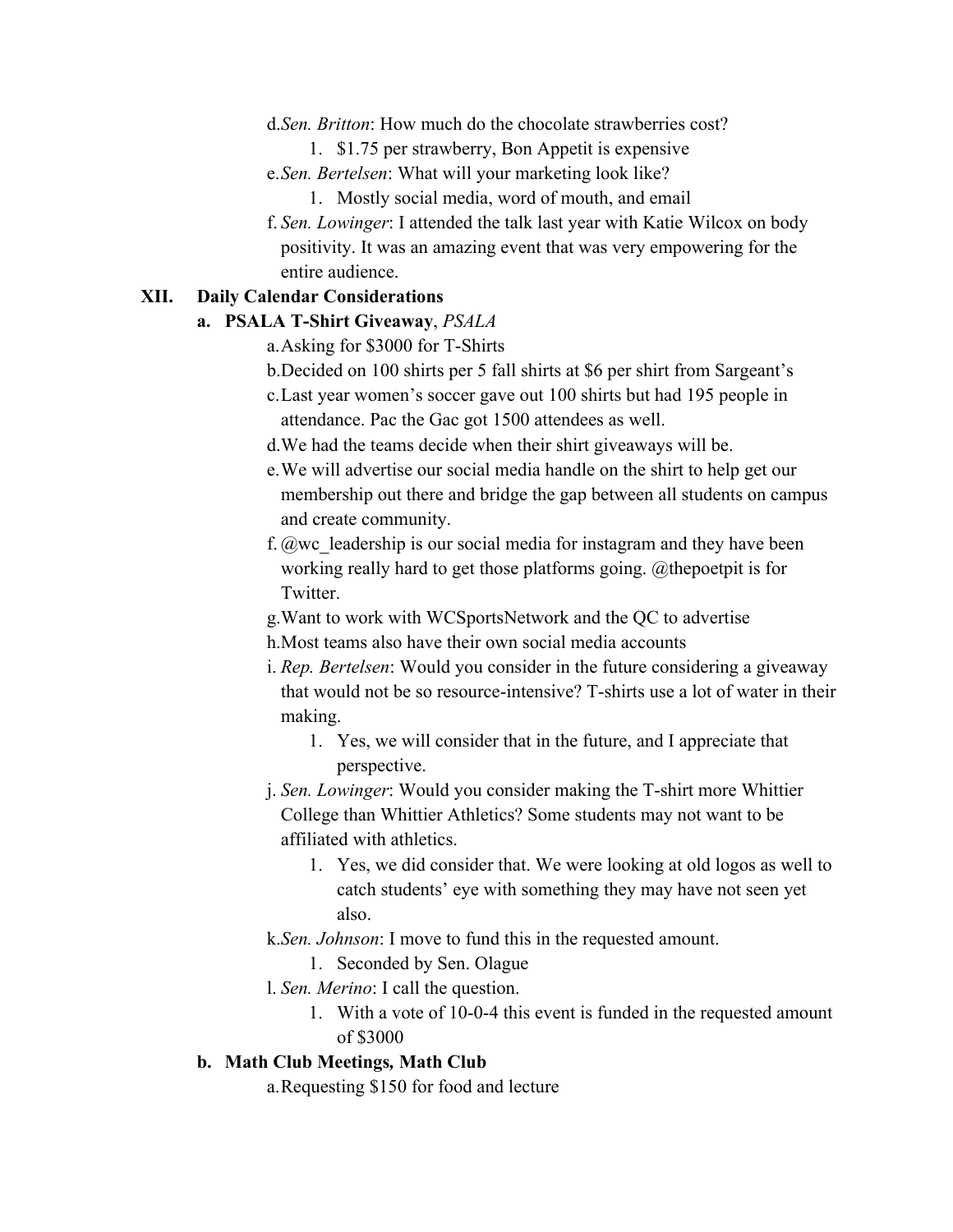d. *Sen. Britton*: How much do the chocolate strawberries cost?
    1. $1.75 per strawberry, Bon Appetit is expensive

e. *Sen. Bertelsen*: What will your marketing look like?
    1. Mostly social media, word of mouth, and email

f. *Sen. Lowinger*: I attended the talk last year with Katie Wilcox on body positivity. It was an amazing event that was very empowering for the entire audience.

## XII. Daily Calendar Considerations

### a. PSALA T-Shirt Giveaway, *PSALA*

a. Asking for $3000 for T-Shirts

b. Decided on 100 shirts per 5 fall shirts at $6 per shirt from Sargeant's

c. Last year women's soccer gave out 100 shirts but had 195 people in attendance. Pac the Gac got 1500 attendees as well.

d. We had the teams decide when their shirt giveaways will be.

e. We will advertise our social media handle on the shirt to help get our membership out there and bridge the gap between all students on campus and create community.

f. @wc_leadership is our social media for instagram and they have been working really hard to get those platforms going. @thepoetpit is for Twitter.

g. Want to work with WCSportsNetwork and the QC to advertise

h. Most teams also have their own social media accounts

i. *Rep. Bertelsen*: Would you consider in the future considering a giveaway that would not be so resource-intensive? T-shirts use a lot of water in their making.
    1. Yes, we will consider that in the future, and I appreciate that perspective.

j. *Sen. Lowinger*: Would you consider making the T-shirt more Whittier College than Whittier Athletics? Some students may not want to be affiliated with athletics.
    1. Yes, we did consider that. We were looking at old logos as well to catch students' eye with something they may have not seen yet also.

k. *Sen. Johnson*: I move to fund this in the requested amount.
    1. Seconded by Sen. Olague

l. *Sen. Merino*: I call the question.
    1. With a vote of 10-0-4 this event is funded in the requested amount of $3000

### b. Math Club Meetings, Math Club

a. Requesting $150 for food and lecture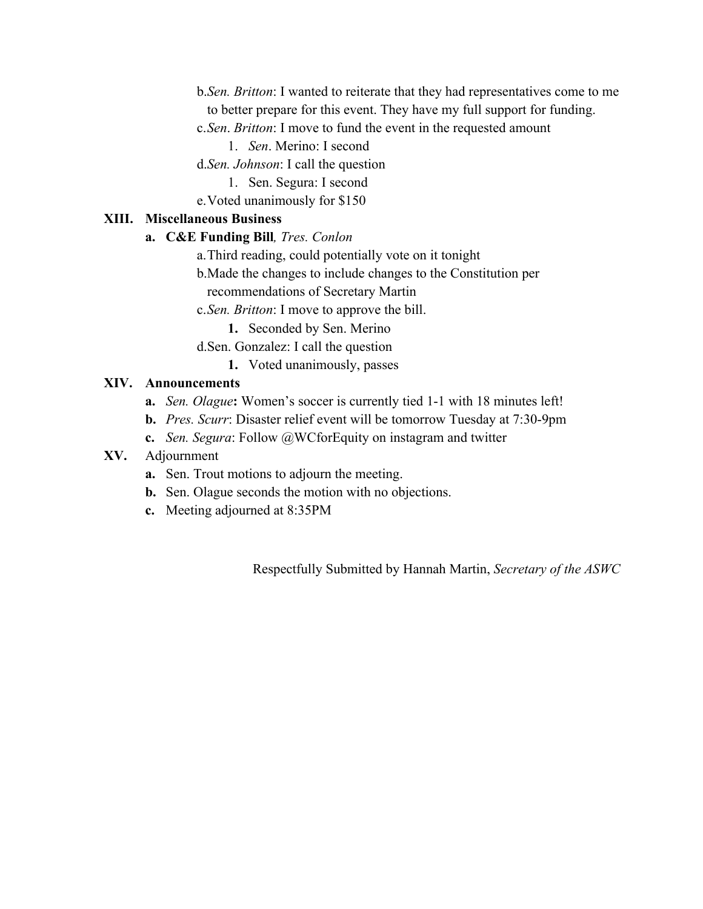- b. *Sen. Britton*: I wanted to reiterate that they had representatives come to me to better prepare for this event. They have my full support for funding.
   - c. *Sen*. *Britton*: I move to fund the event in the requested amount
     1. *Sen*. Merino: I second
   - d. *Sen. Johnson*: I call the question
     1. Sen. Segura: I second
   - e. Voted unanimously for $150

**XIII. Miscellaneous Business**

- **a. C&E Funding Bill***, Tres. Conlon*
  - a. Third reading, could potentially vote on it tonight
  - b. Made the changes to include changes to the Constitution per recommendations of Secretary Martin
  - c. *Sen. Britton*: I move to approve the bill.
    1. Seconded by Sen. Merino
  - d. Sen. Gonzalez: I call the question
    1. Voted unanimously, passes

**XIV. Announcements**

- **a.** *Sen. Olague***:** Women's soccer is currently tied 1-1 with 18 minutes left!
- **b.** *Pres. Scurr*: Disaster relief event will be tomorrow Tuesday at 7:30-9pm
- **c.** *Sen. Segura*: Follow @WCforEquity on instagram and twitter

**XV.** Adjournment

- **a.** Sen. Trout motions to adjourn the meeting.
- **b.** Sen. Olague seconds the motion with no objections.
- **c.** Meeting adjourned at 8:35PM

Respectfully Submitted by Hannah Martin, *Secretary of the ASWC*